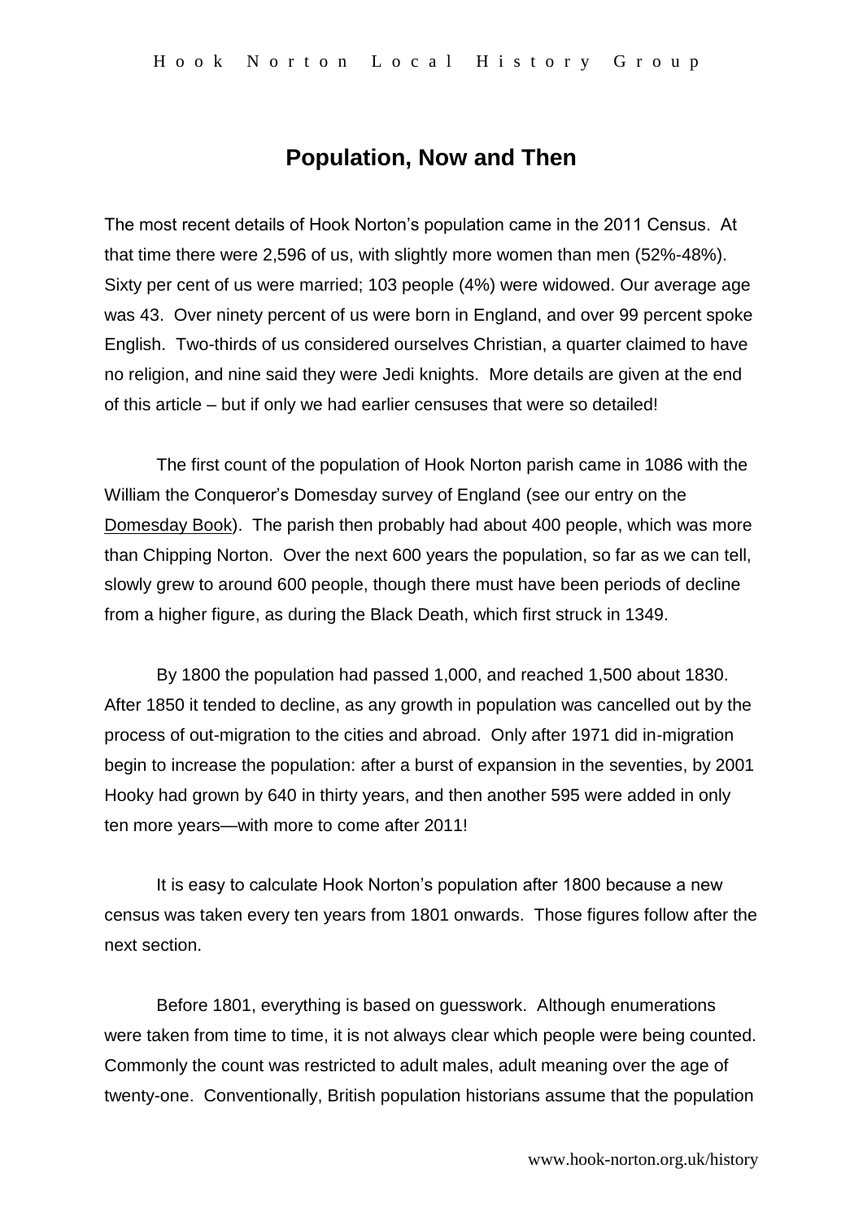# Population, Now and Then

The most recent details of Hook Norton's population came in the 2011 Census. At that time there were 2,596 of us, with slightly more women than men (52%-48%). Sixty per cent of us were married; 103 people (4%) were widowed. Our average age was 43. Over ninety percent of us were born in England, and over 99 percent spoke English. Two-thirds of us considered ourselves Christian, a quarter claimed to have no religion, and nine said they were Jedi knights. More details are given at the end of this article – but if only we had earlier censuses that were so detailed!

The first count of the population of Hook Norton parish came in 1086 with the William the Conqueror's Domesday survey of England (see our entry on the Domesday Book). The parish then probably had about 400 people, which was more than Chipping Norton. Over the next 600 years the population, so far as we can tell, slowly grew to around 600 people, though there must have been periods of decline from a higher figure, as during the Black Death, which first struck in 1349.

By 1800 the population had passed 1,000, and reached 1,500 about 1830. After 1850 it tended to decline, as any growth in population was cancelled out by the process of out-migration to the cities and abroad. Only after 1971 did in-migration begin to increase the population: after a burst of expansion in the seventies, by 2001 Hooky had grown by 640 in thirty years, and then another 595 were added in only ten more years—with more to come after 2011!

It is easy to calculate Hook Norton's population after 1800 because a new census was taken every ten years from 1801 onwards. Those figures follow after the next section.

Before 1801, everything is based on guesswork. Although enumerations were taken from time to time, it is not always clear which people were being counted. Commonly the count was restricted to adult males, adult meaning over the age of twenty-one. Conventionally, British population historians assume that the population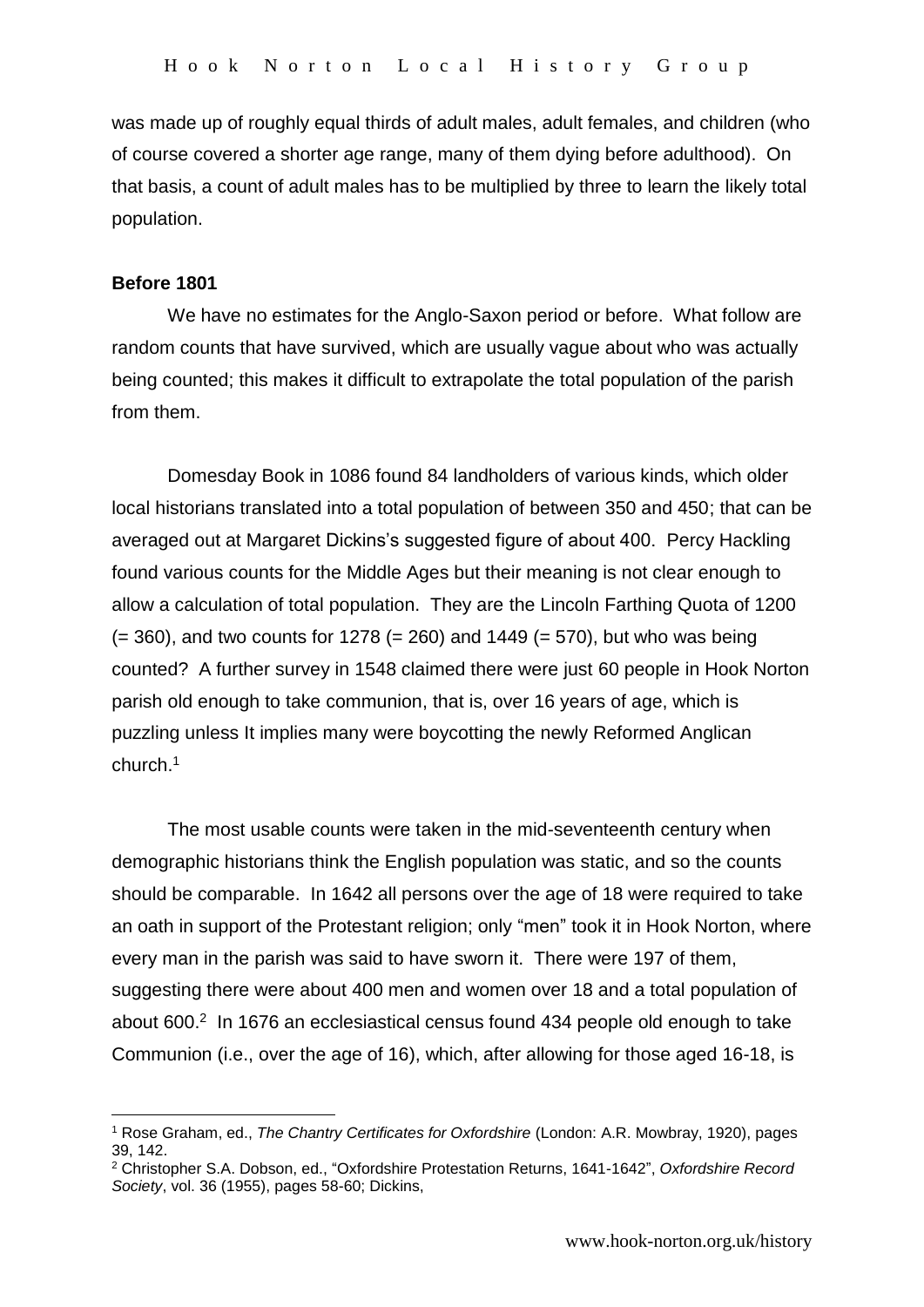was made up of roughly equal thirds of adult males, adult females, and children (who of course covered a shorter age range, many of them dying before adulthood). On that basis, a count of adult males has to be multiplied by three to learn the likely total population.

**Before 1801**

We have no estimates for the Anglo-Saxon period or before. What follow are random counts that have survived, which are usually vague about who was actually being counted; this makes it difficult to extrapolate the total population of the parish from them.

Domesday Book in 1086 found 84 landholders of various kinds, which older local historians translated into a total population of between 350 and 450; that can be averaged out at Margaret Dickins's suggested figure of about 400. Percy Hackling found various counts for the Middle Ages but their meaning is not clear enough to allow a calculation of total population. They are the Lincoln Farthing Quota of 1200 (= 360), and two counts for 1278 (= 260) and 1449 (= 570), but who was being counted? A further survey in 1548 claimed there were just 60 people in Hook Norton parish old enough to take communion, that is, over 16 years of age, which is puzzling unless It implies many were boycotting the newly Reformed Anglican church.[1]

The most usable counts were taken in the mid-seventeenth century when demographic historians think the English population was static, and so the counts should be comparable. In 1642 all persons over the age of 18 were required to take an oath in support of the Protestant religion; only "men" took it in Hook Norton, where every man in the parish was said to have sworn it. There were 197 of them, suggesting there were about 400 men and women over 18 and a total population of about 600.[2] In 1676 an ecclesiastical census found 434 people old enough to take Communion (i.e., over the age of 16), which, after allowing for those aged 16-18, is

---

[1] Rose Graham, ed., *The Chantry Certificates for Oxfordshire* (London: A.R. Mowbray, 1920), pages 39, 142.

[2] Christopher S.A. Dobson, ed., "Oxfordshire Protestation Returns, 1641-1642", *Oxfordshire Record Society*, vol. 36 (1955), pages 58-60; Dickins,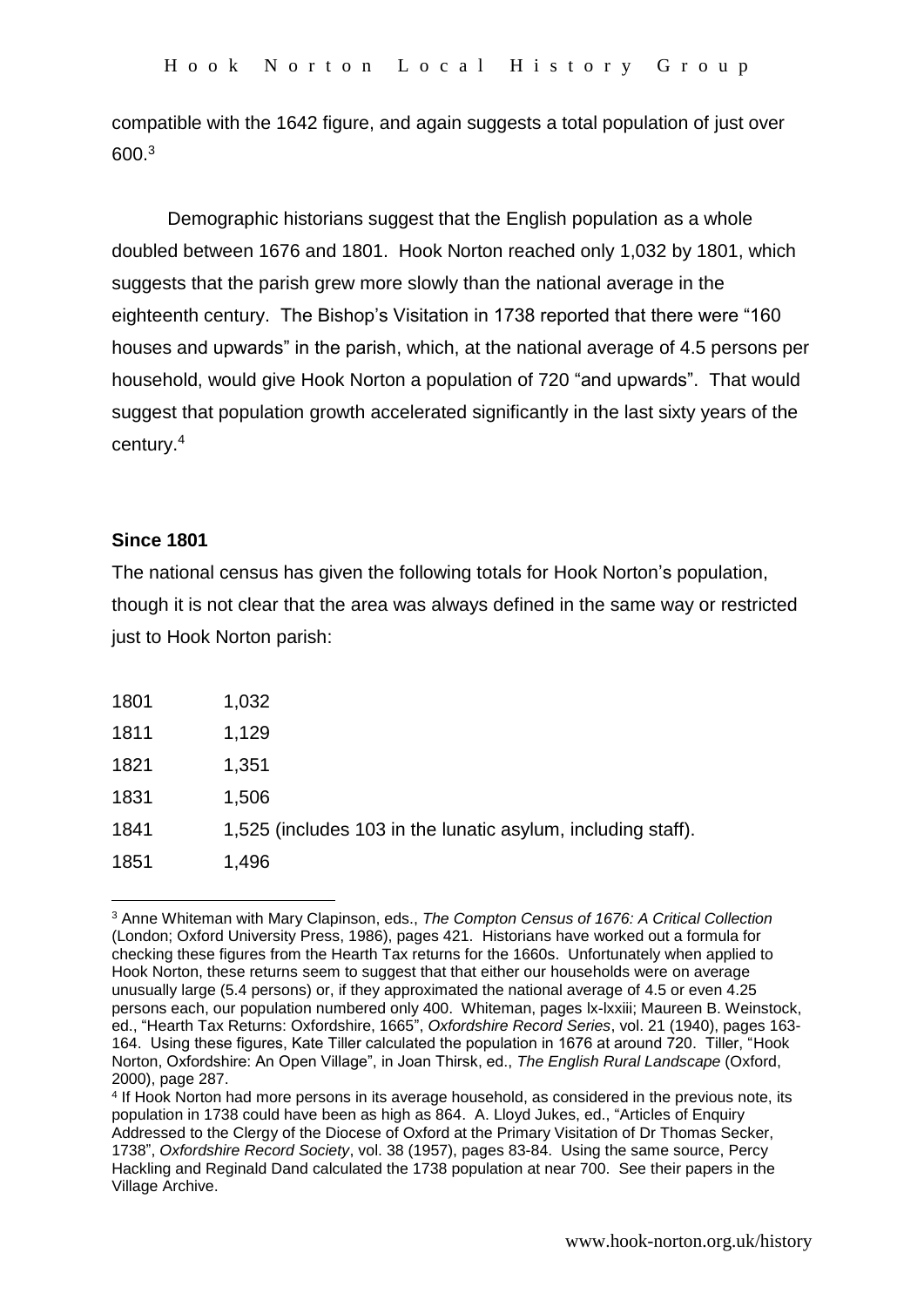compatible with the 1642 figure, and again suggests a total population of just over 600.[3]

Demographic historians suggest that the English population as a whole doubled between 1676 and 1801. Hook Norton reached only 1,032 by 1801, which suggests that the parish grew more slowly than the national average in the eighteenth century. The Bishop's Visitation in 1738 reported that there were "160 houses and upwards" in the parish, which, at the national average of 4.5 persons per household, would give Hook Norton a population of 720 "and upwards". That would suggest that population growth accelerated significantly in the last sixty years of the century.[4]

**Since 1801**

The national census has given the following totals for Hook Norton's population, though it is not clear that the area was always defined in the same way or restricted just to Hook Norton parish:

| | |
|---|---|
| 1801 | 1,032 |
| 1811 | 1,129 |
| 1821 | 1,351 |
| 1831 | 1,506 |
| 1841 | 1,525 (includes 103 in the lunatic asylum, including staff). |
| 1851 | 1,496 |

---

[3] Anne Whiteman with Mary Clapinson, eds., *The Compton Census of 1676: A Critical Collection* (London; Oxford University Press, 1986), pages 421. Historians have worked out a formula for checking these figures from the Hearth Tax returns for the 1660s. Unfortunately when applied to Hook Norton, these returns seem to suggest that that either our households were on average unusually large (5.4 persons) or, if they approximated the national average of 4.5 or even 4.25 persons each, our population numbered only 400. Whiteman, pages lx-lxxiii; Maureen B. Weinstock, ed., "Hearth Tax Returns: Oxfordshire, 1665", *Oxfordshire Record Series*, vol. 21 (1940), pages 163-164. Using these figures, Kate Tiller calculated the population in 1676 at around 720. Tiller, "Hook Norton, Oxfordshire: An Open Village", in Joan Thirsk, ed., *The English Rural Landscape* (Oxford, 2000), page 287.

[4] If Hook Norton had more persons in its average household, as considered in the previous note, its population in 1738 could have been as high as 864. A. Lloyd Jukes, ed., "Articles of Enquiry Addressed to the Clergy of the Diocese of Oxford at the Primary Visitation of Dr Thomas Secker, 1738", *Oxfordshire Record Society*, vol. 38 (1957), pages 83-84. Using the same source, Percy Hackling and Reginald Dand calculated the 1738 population at near 700. See their papers in the Village Archive.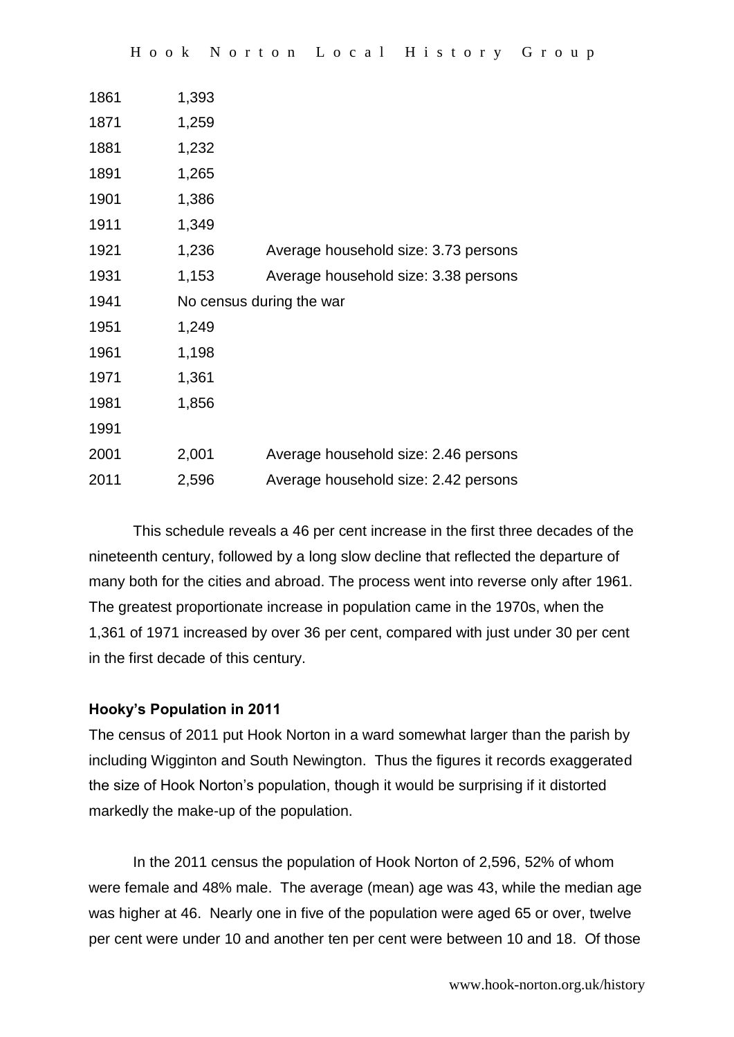| | | |
|---|---|---|
| 1861 | 1,393 | |
| 1871 | 1,259 | |
| 1881 | 1,232 | |
| 1891 | 1,265 | |
| 1901 | 1,386 | |
| 1911 | 1,349 | |
| 1921 | 1,236 | Average household size: 3.73 persons |
| 1931 | 1,153 | Average household size: 3.38 persons |
| 1941 | No census during the war | |
| 1951 | 1,249 | |
| 1961 | 1,198 | |
| 1971 | 1,361 | |
| 1981 | 1,856 | |
| 1991 | | |
| 2001 | 2,001 | Average household size: 2.46 persons |
| 2011 | 2,596 | Average household size: 2.42 persons |

This schedule reveals a 46 per cent increase in the first three decades of the nineteenth century, followed by a long slow decline that reflected the departure of many both for the cities and abroad. The process went into reverse only after 1961. The greatest proportionate increase in population came in the 1970s, when the 1,361 of 1971 increased by over 36 per cent, compared with just under 30 per cent in the first decade of this century.

**Hooky's Population in 2011**

The census of 2011 put Hook Norton in a ward somewhat larger than the parish by including Wigginton and South Newington. Thus the figures it records exaggerated the size of Hook Norton's population, though it would be surprising if it distorted markedly the make-up of the population.

In the 2011 census the population of Hook Norton of 2,596, 52% of whom were female and 48% male. The average (mean) age was 43, while the median age was higher at 46. Nearly one in five of the population were aged 65 or over, twelve per cent were under 10 and another ten per cent were between 10 and 18. Of those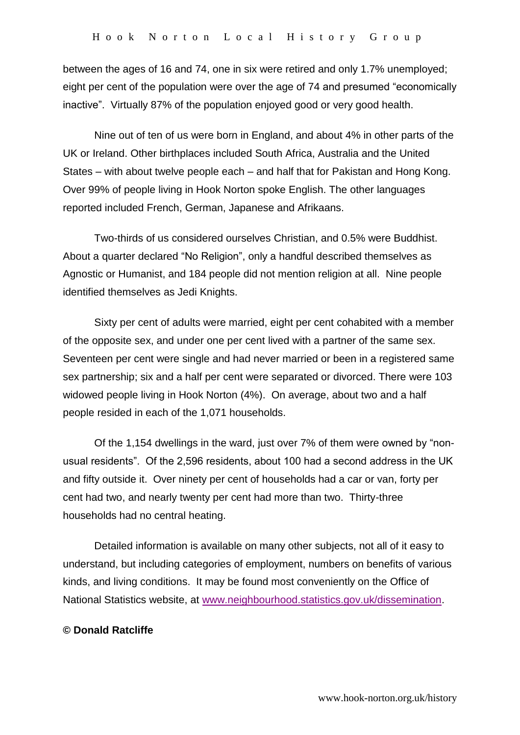between the ages of 16 and 74, one in six were retired and only 1.7% unemployed; eight per cent of the population were over the age of 74 and presumed "economically inactive". Virtually 87% of the population enjoyed good or very good health.

Nine out of ten of us were born in England, and about 4% in other parts of the UK or Ireland. Other birthplaces included South Africa, Australia and the United States – with about twelve people each – and half that for Pakistan and Hong Kong. Over 99% of people living in Hook Norton spoke English. The other languages reported included French, German, Japanese and Afrikaans.

Two-thirds of us considered ourselves Christian, and 0.5% were Buddhist. About a quarter declared "No Religion", only a handful described themselves as Agnostic or Humanist, and 184 people did not mention religion at all. Nine people identified themselves as Jedi Knights.

Sixty per cent of adults were married, eight per cent cohabited with a member of the opposite sex, and under one per cent lived with a partner of the same sex. Seventeen per cent were single and had never married or been in a registered same sex partnership; six and a half per cent were separated or divorced. There were 103 widowed people living in Hook Norton (4%). On average, about two and a half people resided in each of the 1,071 households.

Of the 1,154 dwellings in the ward, just over 7% of them were owned by "non-usual residents". Of the 2,596 residents, about 100 had a second address in the UK and fifty outside it. Over ninety per cent of households had a car or van, forty per cent had two, and nearly twenty per cent had more than two. Thirty-three households had no central heating.

Detailed information is available on many other subjects, not all of it easy to understand, but including categories of employment, numbers on benefits of various kinds, and living conditions. It may be found most conveniently on the Office of National Statistics website, at [www.neighbourhood.statistics.gov.uk/dissemination](www.neighbourhood.statistics.gov.uk/dissemination).

**© Donald Ratcliffe**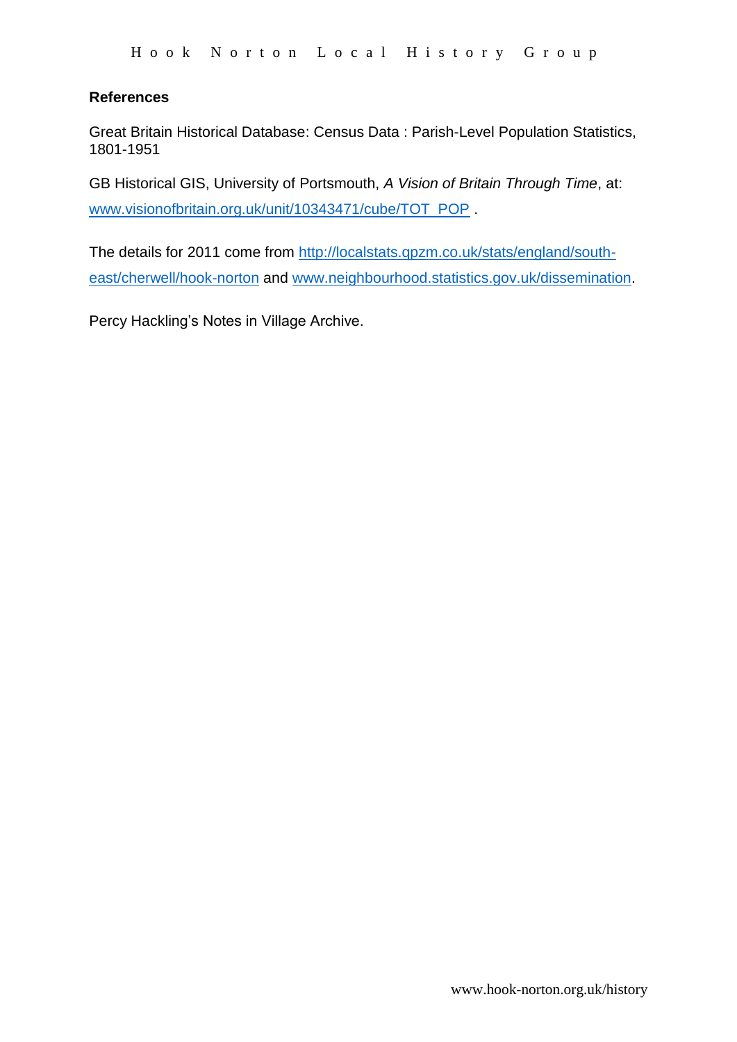## References

Great Britain Historical Database: Census Data : Parish-Level Population Statistics, 1801-1951

GB Historical GIS, University of Portsmouth, *A Vision of Britain Through Time*, at: [www.visionofbritain.org.uk/unit/10343471/cube/TOT_POP](www.visionofbritain.org.uk/unit/10343471/cube/TOT_POP) .

The details for 2011 come from [http://localstats.qpzm.co.uk/stats/england/south-east/cherwell/hook-norton](http://localstats.qpzm.co.uk/stats/england/south-east/cherwell/hook-norton) and [www.neighbourhood.statistics.gov.uk/dissemination](www.neighbourhood.statistics.gov.uk/dissemination).

Percy Hackling's Notes in Village Archive.